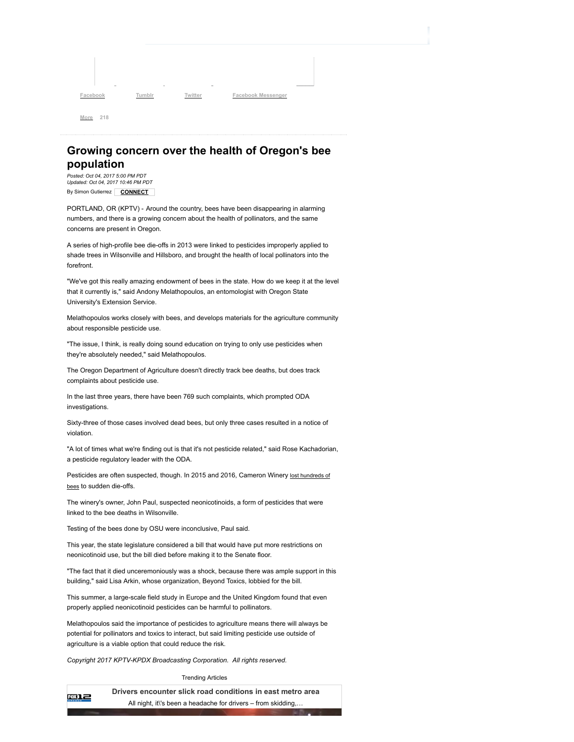Facebook Tumblr Twitter Facebook Messenger

More 218

# Growing concern over the health of Oregon's bee population

*Posted: Oct 04, 2017 5:00 PM PDT*
*Updated: Oct 04, 2017 10:46 PM PDT*

By Simon Gutierrez **CONNECT**

PORTLAND, OR (KPTV) - Around the country, bees have been disappearing in alarming numbers, and there is a growing concern about the health of pollinators, and the same concerns are present in Oregon.

A series of high-profile bee die-offs in 2013 were linked to pesticides improperly applied to shade trees in Wilsonville and Hillsboro, and brought the health of local pollinators into the forefront.

"We've got this really amazing endowment of bees in the state. How do we keep it at the level that it currently is," said Andony Melathopoulos, an entomologist with Oregon State University's Extension Service.

Melathopoulos works closely with bees, and develops materials for the agriculture community about responsible pesticide use.

"The issue, I think, is really doing sound education on trying to only use pesticides when they're absolutely needed," said Melathopoulos.

The Oregon Department of Agriculture doesn't directly track bee deaths, but does track complaints about pesticide use.

In the last three years, there have been 769 such complaints, which prompted ODA investigations.

Sixty-three of those cases involved dead bees, but only three cases resulted in a notice of violation.

"A lot of times what we're finding out is that it's not pesticide related," said Rose Kachadorian, a pesticide regulatory leader with the ODA.

Pesticides are often suspected, though. In 2015 and 2016, Cameron Winery lost hundreds of bees to sudden die-offs.

The winery's owner, John Paul, suspected neonicotinoids, a form of pesticides that were linked to the bee deaths in Wilsonville.

Testing of the bees done by OSU were inconclusive, Paul said.

This year, the state legislature considered a bill that would have put more restrictions on neonicotinoid use, but the bill died before making it to the Senate floor.

"The fact that it died unceremoniously was a shock, because there was ample support in this building," said Lisa Arkin, whose organization, Beyond Toxics, lobbied for the bill.

This summer, a large-scale field study in Europe and the United Kingdom found that even properly applied neonicotinoid pesticides can be harmful to pollinators.

Melathopoulos said the importance of pesticides to agriculture means there will always be potential for pollinators and toxics to interact, but said limiting pesticide use outside of agriculture is a viable option that could reduce the risk.

*Copyright 2017 KPTV-KPDX Broadcasting Corporation. All rights reserved.*

Trending Articles

**Drivers encounter slick road conditions in east metro area**

All night, it\'s been a headache for drivers – from skidding,...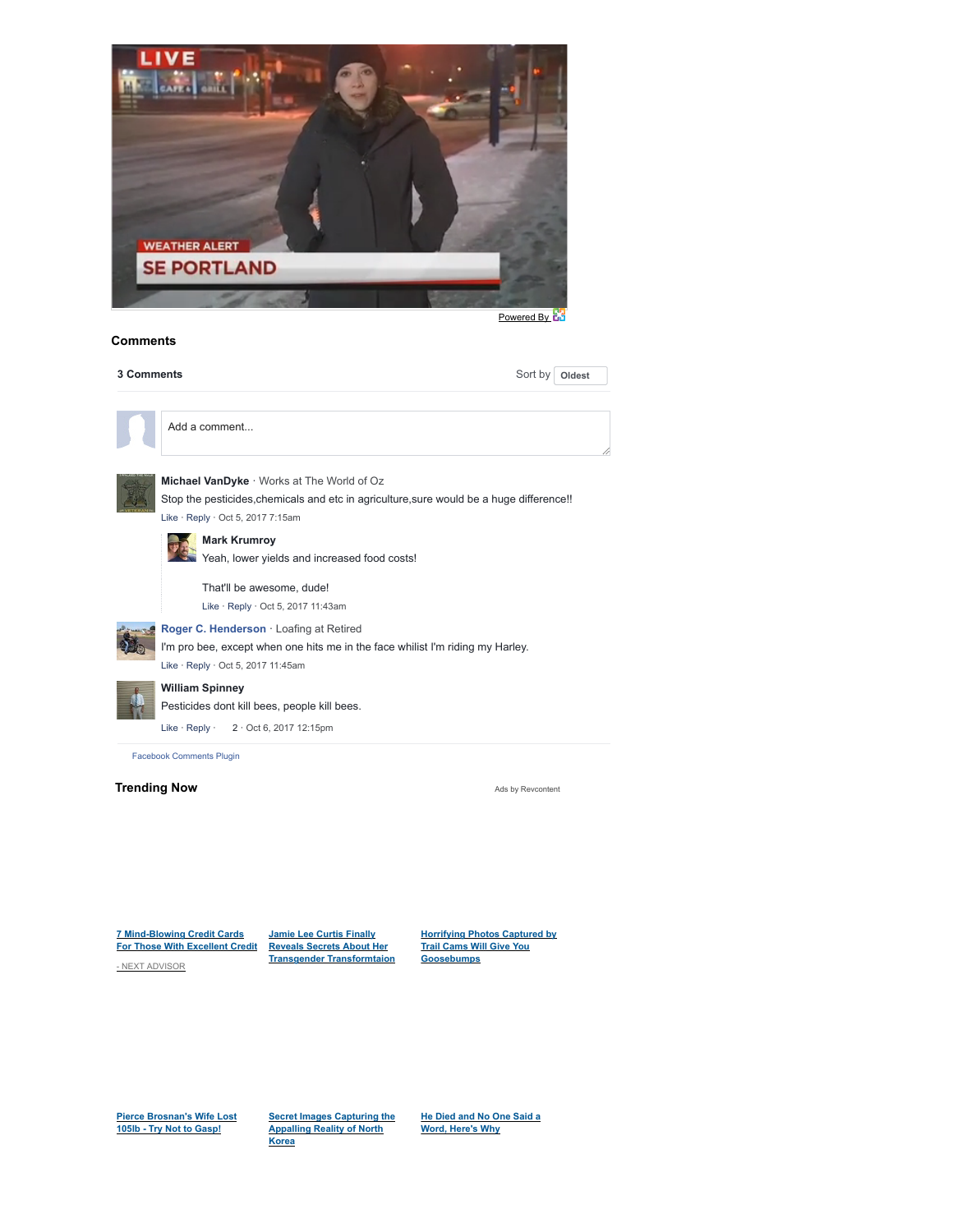LIVE

WEATHER ALERT

SE PORTLAND

Powered By

## Comments

**3 Comments** Sort by Oldest

Add a comment...

**Michael VanDyke** · Works at The World of Oz

Stop the pesticides,chemicals and etc in agriculture,sure would be a huge difference!!

Like · Reply · Oct 5, 2017 7:15am

**Mark Krumroy**

Yeah, lower yields and increased food costs!

That'll be awesome, dude!

Like · Reply · Oct 5, 2017 11:43am

**Roger C. Henderson** · Loafing at Retired

I'm pro bee, except when one hits me in the face whilist I'm riding my Harley.

Like · Reply · Oct 5, 2017 11:45am

**William Spinney**

Pesticides dont kill bees, people kill bees.

Like · Reply · 2 · Oct 6, 2017 12:15pm

Facebook Comments Plugin

## Trending Now

Ads by Revcontent

7 Mind-Blowing Credit Cards For Those With Excellent Credit

- NEXT ADVISOR

Jamie Lee Curtis Finally Reveals Secrets About Her Transgender Transformtaion

Horrifying Photos Captured by Trail Cams Will Give You Goosebumps

Pierce Brosnan's Wife Lost 105lb - Try Not to Gasp!

Secret Images Capturing the Appalling Reality of North Korea

He Died and No One Said a Word, Here's Why